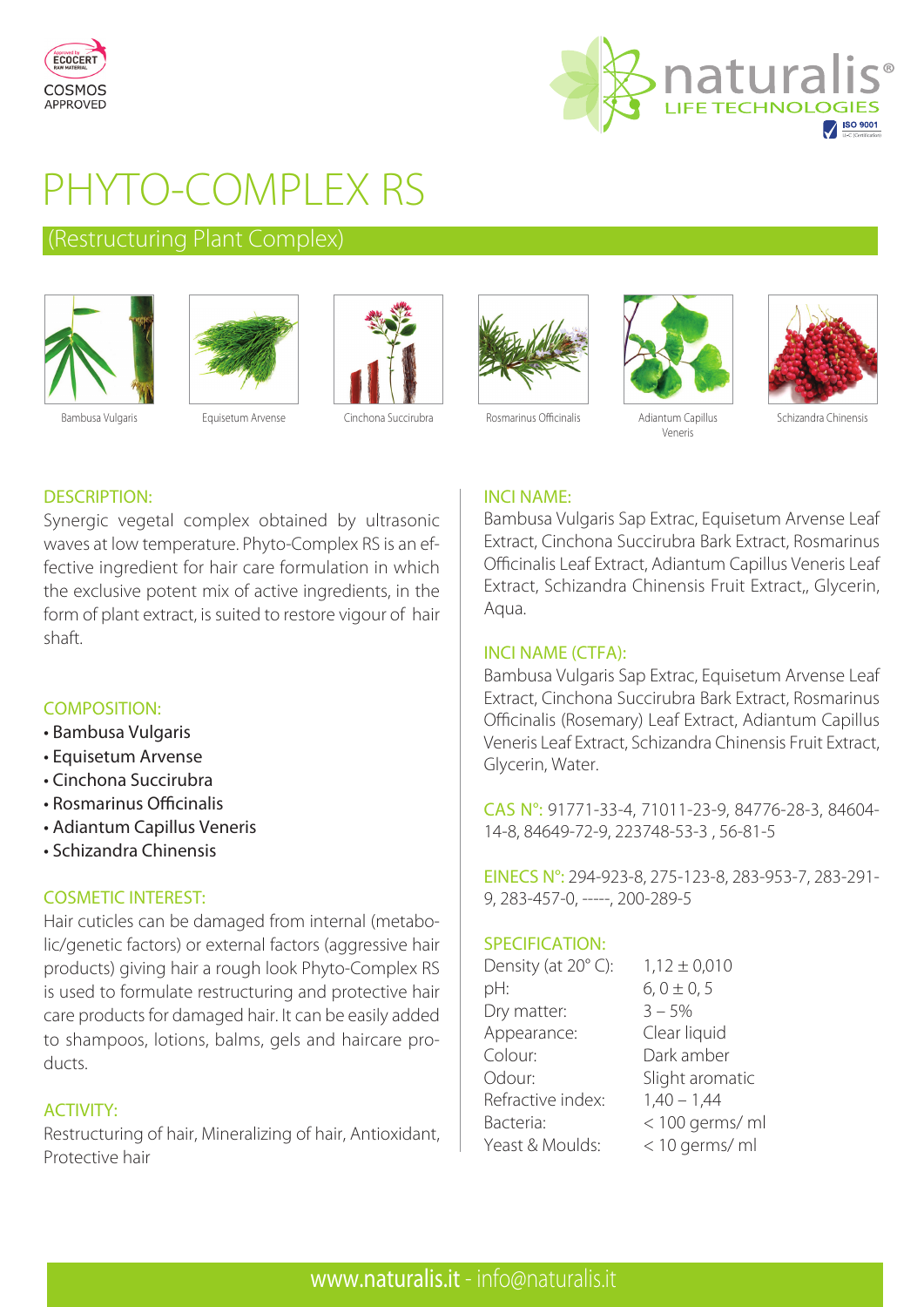COSMOS APPROVED

naturalis® LIFE TECHNOLOGIES

# PHYTO-COMPLEX RS

## (Restructuring Plant Complex)

Bambusa Vulgaris — Equisetum Arvense — Cinchona Succirubra — Rosmarinus Officinalis — Adiantum Capillus Veneris — Schizandra Chinensis

### DESCRIPTION:

Synergic vegetal complex obtained by ultrasonic waves at low temperature. Phyto-Complex RS is an effective ingredient for hair care formulation in which the exclusive potent mix of active ingredients, in the form of plant extract, is suited to restore vigour of hair shaft.

### COMPOSITION:

- Bambusa Vulgaris
- Equisetum Arvense
- Cinchona Succirubra
- Rosmarinus Officinalis
- Adiantum Capillus Veneris
- Schizandra Chinensis

### COSMETIC INTEREST:

Hair cuticles can be damaged from internal (metabolic/genetic factors) or external factors (aggressive hair products) giving hair a rough look Phyto-Complex RS is used to formulate restructuring and protective hair care products for damaged hair. It can be easily added to shampoos, lotions, balms, gels and haircare products.

### ACTIVITY:

Restructuring of hair, Mineralizing of hair, Antioxidant, Protective hair

### INCI NAME:

Bambusa Vulgaris Sap Extrac, Equisetum Arvense Leaf Extract, Cinchona Succirubra Bark Extract, Rosmarinus Officinalis Leaf Extract, Adiantum Capillus Veneris Leaf Extract, Schizandra Chinensis Fruit Extract,, Glycerin, Aqua.

### INCI NAME (CTFA):

Bambusa Vulgaris Sap Extrac, Equisetum Arvense Leaf Extract, Cinchona Succirubra Bark Extract, Rosmarinus Officinalis (Rosemary) Leaf Extract, Adiantum Capillus Veneris Leaf Extract, Schizandra Chinensis Fruit Extract, Glycerin, Water.

**CAS N°:** 91771-33-4, 71011-23-9, 84776-28-3, 84604-14-8, 84649-72-9, 223748-53-3 , 56-81-5

**EINECS N°:** 294-923-8, 275-123-8, 283-953-7, 283-291-9, 283-457-0, -----, 200-289-5

### SPECIFICATION:

| | |
|---|---|
| Density (at 20° C): | 1,12 ± 0,010 |
| pH: | 6, 0 ± 0, 5 |
| Dry matter: | 3 – 5% |
| Appearance: | Clear liquid |
| Colour: | Dark amber |
| Odour: | Slight aromatic |
| Refractive index: | 1,40 – 1,44 |
| Bacteria: | < 100 germs/ ml |
| Yeast & Moulds: | < 10 germs/ ml |

www.naturalis.it - info@naturalis.it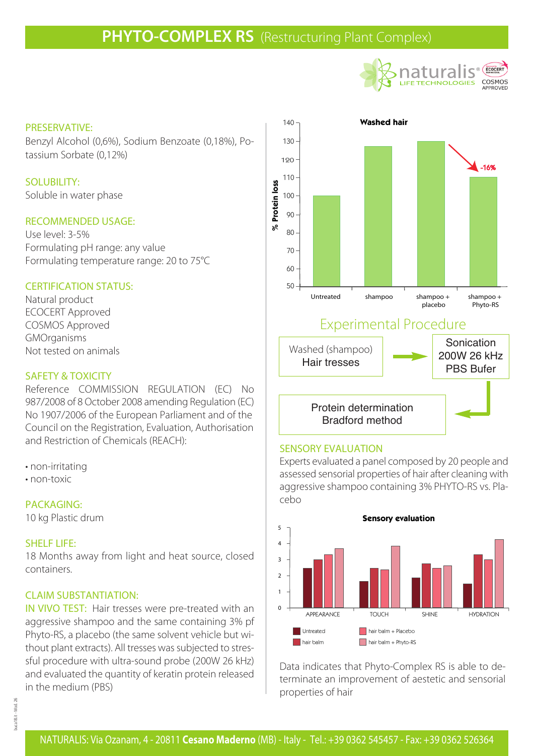# PHYTO-COMPLEX RS (Restructuring Plant Complex)

naturalis LIFE TECHNOLOGIES — ECOCERT — COSMOS APPROVED

### PRESERVATIVE:
Benzyl Alcohol (0,6%), Sodium Benzoate (0,18%), Potassium Sorbate (0,12%)

### SOLUBILITY:
Soluble in water phase

### RECOMMENDED USAGE:
Use level: 3-5%
Formulating pH range: any value
Formulating temperature range: 20 to 75°C

### CERTIFICATION STATUS:
Natural product
ECOCERT Approved
COSMOS Approved
GMOrganisms
Not tested on animals

### SAFETY & TOXICITY
Reference COMMISSION REGULATION (EC) No 987/2008 of 8 October 2008 amending Regulation (EC) No 1907/2006 of the European Parliament and of the Council on the Registration, Evaluation, Authorisation and Restriction of Chemicals (REACH):

- non-irritating
- non-toxic

### PACKAGING:
10 kg Plastic drum

### SHELF LIFE:
18 Months away from light and heat source, closed containers.

### CLAIM SUBSTANTIATION:
IN VIVO TEST: Hair tresses were pre-treated with an aggressive shampoo and the same containing 3% pf Phyto-RS, a placebo (the same solvent vehicle but without plant extracts). All tresses was subjected to stressful procedure with ultra-sound probe (200W 26 kHz) and evaluated the quantity of keratin protein released in the medium (PBS)

Washed hair

% Protein loss

140, 130, 120, 110, 100, 90, 80, 70, 60, 50

Untreated — shampoo — shampoo + placebo — shampoo + Phyto-RS

-16%

## Experimental Procedure

Washed (shampoo) Hair tresses → Sonication 200W 26 kHz PBS Bufer → Protein determination Bradford method

### SENSORY EVALUATION
Experts evaluated a panel composed by 20 people and assessed sensorial properties of hair after cleaning with aggressive shampoo containing 3% PHYTO-RS vs. Placebo

Sensory evaluation

5, 4, 3, 2, 1, 0

APPEARANCE — TOUCH — SHINE — HYDRATION

Untreated — hair balm — hair balm + Placebo — hair balm + Phyto-RS

Data indicates that Phyto-Complex RS is able to determinate an improvement of aestetic and sensorial properties of hair

NATURALIS: Via Ozanam, 4 - 20811 **Cesano Maderno** (MB) - Italy - Tel.: +39 0362 545457 - Fax: +39 0362 526364